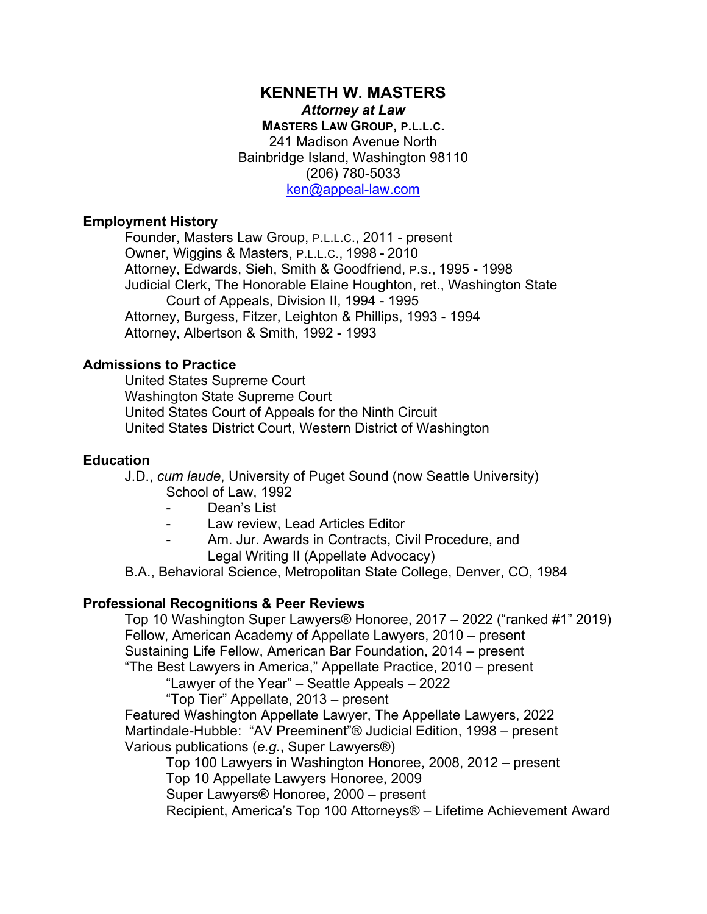# KENNETH W. MASTERS

***Attorney at Law***

**MASTERS LAW GROUP, P.L.L.C.**

241 Madison Avenue North
Bainbridge Island, Washington 98110
(206) 780-5033
ken@appeal-law.com

## Employment History

Founder, Masters Law Group, P.L.L.C., 2011 - present
Owner, Wiggins & Masters, P.L.L.C., 1998 - 2010
Attorney, Edwards, Sieh, Smith & Goodfriend, P.S., 1995 - 1998
Judicial Clerk, The Honorable Elaine Houghton, ret., Washington State Court of Appeals, Division II, 1994 - 1995
Attorney, Burgess, Fitzer, Leighton & Phillips, 1993 - 1994
Attorney, Albertson & Smith, 1992 - 1993

## Admissions to Practice

United States Supreme Court
Washington State Supreme Court
United States Court of Appeals for the Ninth Circuit
United States District Court, Western District of Washington

## Education

J.D., *cum laude*, University of Puget Sound (now Seattle University) School of Law, 1992

- Dean's List
- Law review, Lead Articles Editor
- Am. Jur. Awards in Contracts, Civil Procedure, and Legal Writing II (Appellate Advocacy)

B.A., Behavioral Science, Metropolitan State College, Denver, CO, 1984

## Professional Recognitions & Peer Reviews

Top 10 Washington Super Lawyers® Honoree, 2017 – 2022 ("ranked #1" 2019)
Fellow, American Academy of Appellate Lawyers, 2010 – present
Sustaining Life Fellow, American Bar Foundation, 2014 – present
"The Best Lawyers in America," Appellate Practice, 2010 – present
- "Lawyer of the Year" – Seattle Appeals – 2022
- "Top Tier" Appellate, 2013 – present

Featured Washington Appellate Lawyer, The Appellate Lawyers, 2022
Martindale-Hubble: "AV Preeminent"® Judicial Edition, 1998 – present
Various publications (*e.g.*, Super Lawyers®)
- Top 100 Lawyers in Washington Honoree, 2008, 2012 – present
- Top 10 Appellate Lawyers Honoree, 2009
- Super Lawyers® Honoree, 2000 – present
- Recipient, America's Top 100 Attorneys® – Lifetime Achievement Award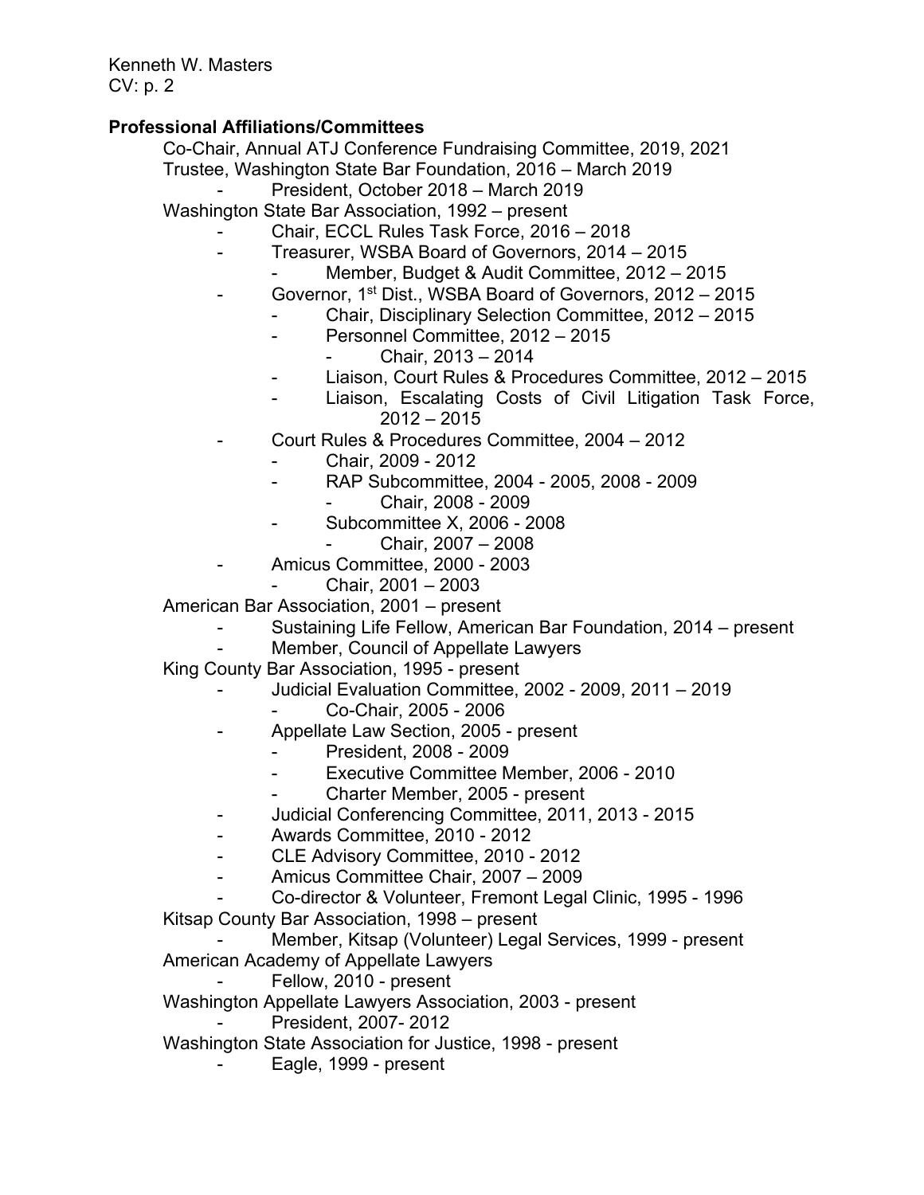**Professional Affiliations/Committees**

Co-Chair, Annual ATJ Conference Fundraising Committee, 2019, 2021
Trustee, Washington State Bar Foundation, 2016 – March 2019

- President, October 2018 – March 2019

Washington State Bar Association, 1992 – present

- Chair, ECCL Rules Task Force, 2016 – 2018
- Treasurer, WSBA Board of Governors, 2014 – 2015
  - Member, Budget & Audit Committee, 2012 – 2015
- Governor, 1st Dist., WSBA Board of Governors, 2012 – 2015
  - Chair, Disciplinary Selection Committee, 2012 – 2015
  - Personnel Committee, 2012 – 2015
    - Chair, 2013 – 2014
  - Liaison, Court Rules & Procedures Committee, 2012 – 2015
  - Liaison, Escalating Costs of Civil Litigation Task Force, 2012 – 2015
- Court Rules & Procedures Committee, 2004 – 2012
  - Chair, 2009 - 2012
  - RAP Subcommittee, 2004 - 2005, 2008 - 2009
    - Chair, 2008 - 2009
  - Subcommittee X, 2006 - 2008
    - Chair, 2007 – 2008
- Amicus Committee, 2000 - 2003
  - Chair, 2001 – 2003

American Bar Association, 2001 – present

- Sustaining Life Fellow, American Bar Foundation, 2014 – present
- Member, Council of Appellate Lawyers

King County Bar Association, 1995 - present

- Judicial Evaluation Committee, 2002 - 2009, 2011 – 2019
  - Co-Chair, 2005 - 2006
- Appellate Law Section, 2005 - present
  - President, 2008 - 2009
  - Executive Committee Member, 2006 - 2010
  - Charter Member, 2005 - present
- Judicial Conferencing Committee, 2011, 2013 - 2015
- Awards Committee, 2010 - 2012
- CLE Advisory Committee, 2010 - 2012
- Amicus Committee Chair, 2007 – 2009
- Co-director & Volunteer, Fremont Legal Clinic, 1995 - 1996

Kitsap County Bar Association, 1998 – present

- Member, Kitsap (Volunteer) Legal Services, 1999 - present

American Academy of Appellate Lawyers

- Fellow, 2010 - present

Washington Appellate Lawyers Association, 2003 - present

- President, 2007- 2012

Washington State Association for Justice, 1998 - present

- Eagle, 1999 - present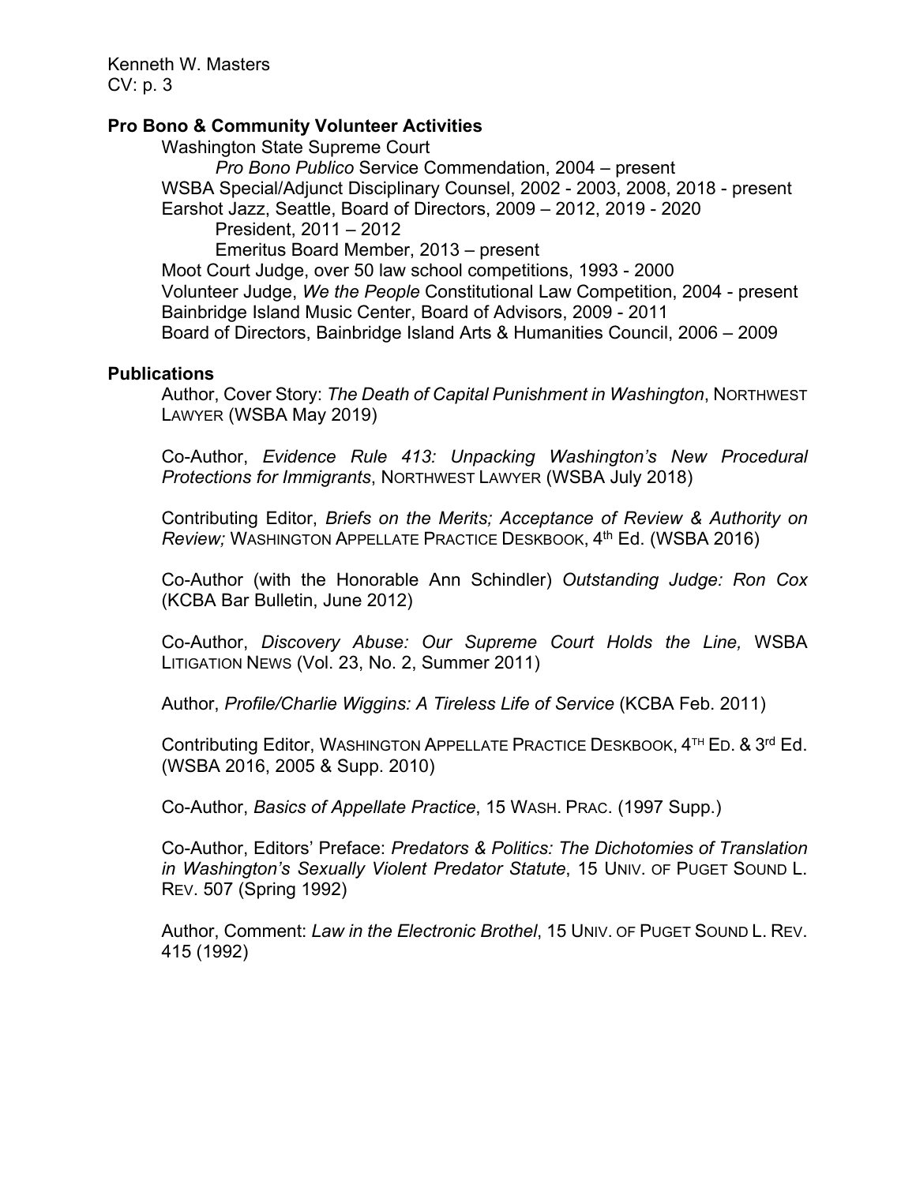## Pro Bono & Community Volunteer Activities

Washington State Supreme Court
- *Pro Bono Publico* Service Commendation, 2004 – present

WSBA Special/Adjunct Disciplinary Counsel, 2002 - 2003, 2008, 2018 - present

Earshot Jazz, Seattle, Board of Directors, 2009 – 2012, 2019 - 2020
- President, 2011 – 2012
- Emeritus Board Member, 2013 – present

Moot Court Judge, over 50 law school competitions, 1993 - 2000

Volunteer Judge, *We the People* Constitutional Law Competition, 2004 - present

Bainbridge Island Music Center, Board of Advisors, 2009 - 2011

Board of Directors, Bainbridge Island Arts & Humanities Council, 2006 – 2009

## Publications

Author, Cover Story: *The Death of Capital Punishment in Washington*, NORTHWEST LAWYER (WSBA May 2019)

Co-Author, *Evidence Rule 413: Unpacking Washington's New Procedural Protections for Immigrants*, NORTHWEST LAWYER (WSBA July 2018)

Contributing Editor, *Briefs on the Merits; Acceptance of Review & Authority on Review;* WASHINGTON APPELLATE PRACTICE DESKBOOK, 4th Ed. (WSBA 2016)

Co-Author (with the Honorable Ann Schindler) *Outstanding Judge: Ron Cox* (KCBA Bar Bulletin, June 2012)

Co-Author, *Discovery Abuse: Our Supreme Court Holds the Line,* WSBA LITIGATION NEWS (Vol. 23, No. 2, Summer 2011)

Author, *Profile/Charlie Wiggins: A Tireless Life of Service* (KCBA Feb. 2011)

Contributing Editor, WASHINGTON APPELLATE PRACTICE DESKBOOK, 4TH ED. & 3rd Ed. (WSBA 2016, 2005 & Supp. 2010)

Co-Author, *Basics of Appellate Practice*, 15 WASH. PRAC. (1997 Supp.)

Co-Author, Editors' Preface: *Predators & Politics: The Dichotomies of Translation in Washington's Sexually Violent Predator Statute*, 15 UNIV. OF PUGET SOUND L. REV. 507 (Spring 1992)

Author, Comment: *Law in the Electronic Brothel*, 15 UNIV. OF PUGET SOUND L. REV. 415 (1992)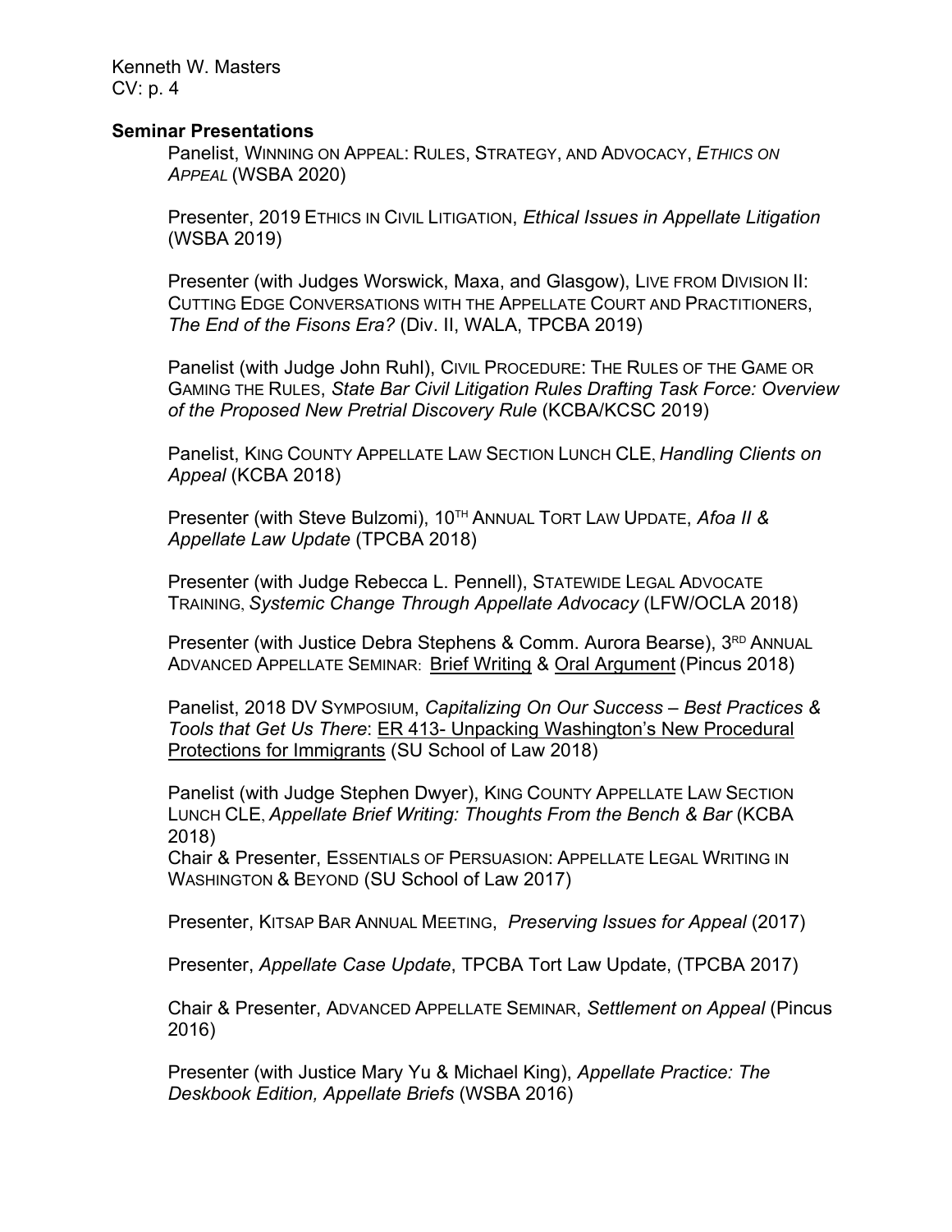**Seminar Presentations**

Panelist, WINNING ON APPEAL: RULES, STRATEGY, AND ADVOCACY, *ETHICS ON APPEAL* (WSBA 2020)

Presenter, 2019 ETHICS IN CIVIL LITIGATION, *Ethical Issues in Appellate Litigation* (WSBA 2019)

Presenter (with Judges Worswick, Maxa, and Glasgow), LIVE FROM DIVISION II: CUTTING EDGE CONVERSATIONS WITH THE APPELLATE COURT AND PRACTITIONERS, *The End of the Fisons Era?* (Div. II, WALA, TPCBA 2019)

Panelist (with Judge John Ruhl), CIVIL PROCEDURE: THE RULES OF THE GAME OR GAMING THE RULES, *State Bar Civil Litigation Rules Drafting Task Force: Overview of the Proposed New Pretrial Discovery Rule* (KCBA/KCSC 2019)

Panelist, KING COUNTY APPELLATE LAW SECTION LUNCH CLE, *Handling Clients on Appeal* (KCBA 2018)

Presenter (with Steve Bulzomi), 10TH ANNUAL TORT LAW UPDATE, *Afoa II & Appellate Law Update* (TPCBA 2018)

Presenter (with Judge Rebecca L. Pennell), STATEWIDE LEGAL ADVOCATE TRAINING, *Systemic Change Through Appellate Advocacy* (LFW/OCLA 2018)

Presenter (with Justice Debra Stephens & Comm. Aurora Bearse), 3RD ANNUAL ADVANCED APPELLATE SEMINAR: Brief Writing & Oral Argument (Pincus 2018)

Panelist, 2018 DV SYMPOSIUM, *Capitalizing On Our Success – Best Practices & Tools that Get Us There*: ER 413- Unpacking Washington's New Procedural Protections for Immigrants (SU School of Law 2018)

Panelist (with Judge Stephen Dwyer), KING COUNTY APPELLATE LAW SECTION LUNCH CLE, *Appellate Brief Writing: Thoughts From the Bench & Bar* (KCBA 2018)

Chair & Presenter, ESSENTIALS OF PERSUASION: APPELLATE LEGAL WRITING IN WASHINGTON & BEYOND (SU School of Law 2017)

Presenter, KITSAP BAR ANNUAL MEETING, *Preserving Issues for Appeal* (2017)

Presenter, *Appellate Case Update*, TPCBA Tort Law Update, (TPCBA 2017)

Chair & Presenter, ADVANCED APPELLATE SEMINAR, *Settlement on Appeal* (Pincus 2016)

Presenter (with Justice Mary Yu & Michael King), *Appellate Practice: The Deskbook Edition, Appellate Briefs* (WSBA 2016)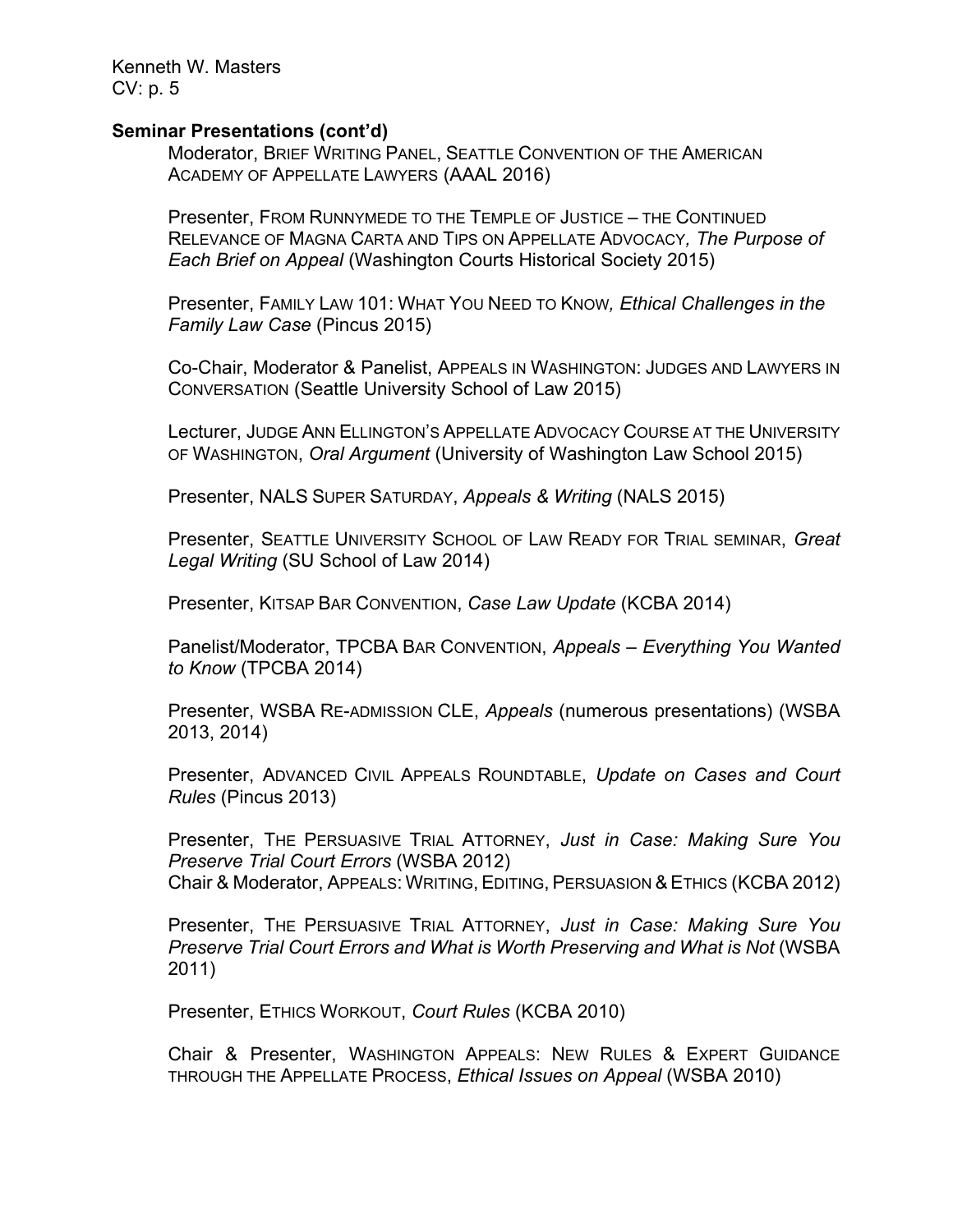**Seminar Presentations (cont'd)**

Moderator, Brief Writing Panel, Seattle Convention of the American Academy of Appellate Lawyers (AAAL 2016)

Presenter, From Runnymede to the Temple of Justice – the Continued Relevance of Magna Carta and Tips on Appellate Advocacy, *The Purpose of Each Brief on Appeal* (Washington Courts Historical Society 2015)

Presenter, Family Law 101: What You Need to Know, *Ethical Challenges in the Family Law Case* (Pincus 2015)

Co-Chair, Moderator & Panelist, Appeals in Washington: Judges and Lawyers in Conversation (Seattle University School of Law 2015)

Lecturer, Judge Ann Ellington's Appellate Advocacy Course at the University of Washington, *Oral Argument* (University of Washington Law School 2015)

Presenter, NALS Super Saturday, *Appeals & Writing* (NALS 2015)

Presenter, Seattle University School of Law Ready for Trial seminar, *Great Legal Writing* (SU School of Law 2014)

Presenter, Kitsap Bar Convention, *Case Law Update* (KCBA 2014)

Panelist/Moderator, TPCBA Bar Convention, *Appeals – Everything You Wanted to Know* (TPCBA 2014)

Presenter, WSBA Re-admission CLE, *Appeals* (numerous presentations) (WSBA 2013, 2014)

Presenter, Advanced Civil Appeals Roundtable, *Update on Cases and Court Rules* (Pincus 2013)

Presenter, The Persuasive Trial Attorney, *Just in Case: Making Sure You Preserve Trial Court Errors* (WSBA 2012)
Chair & Moderator, Appeals: Writing, Editing, Persuasion & Ethics (KCBA 2012)

Presenter, The Persuasive Trial Attorney, *Just in Case: Making Sure You Preserve Trial Court Errors and What is Worth Preserving and What is Not* (WSBA 2011)

Presenter, Ethics Workout, *Court Rules* (KCBA 2010)

Chair & Presenter, Washington Appeals: New Rules & Expert Guidance through the Appellate Process, *Ethical Issues on Appeal* (WSBA 2010)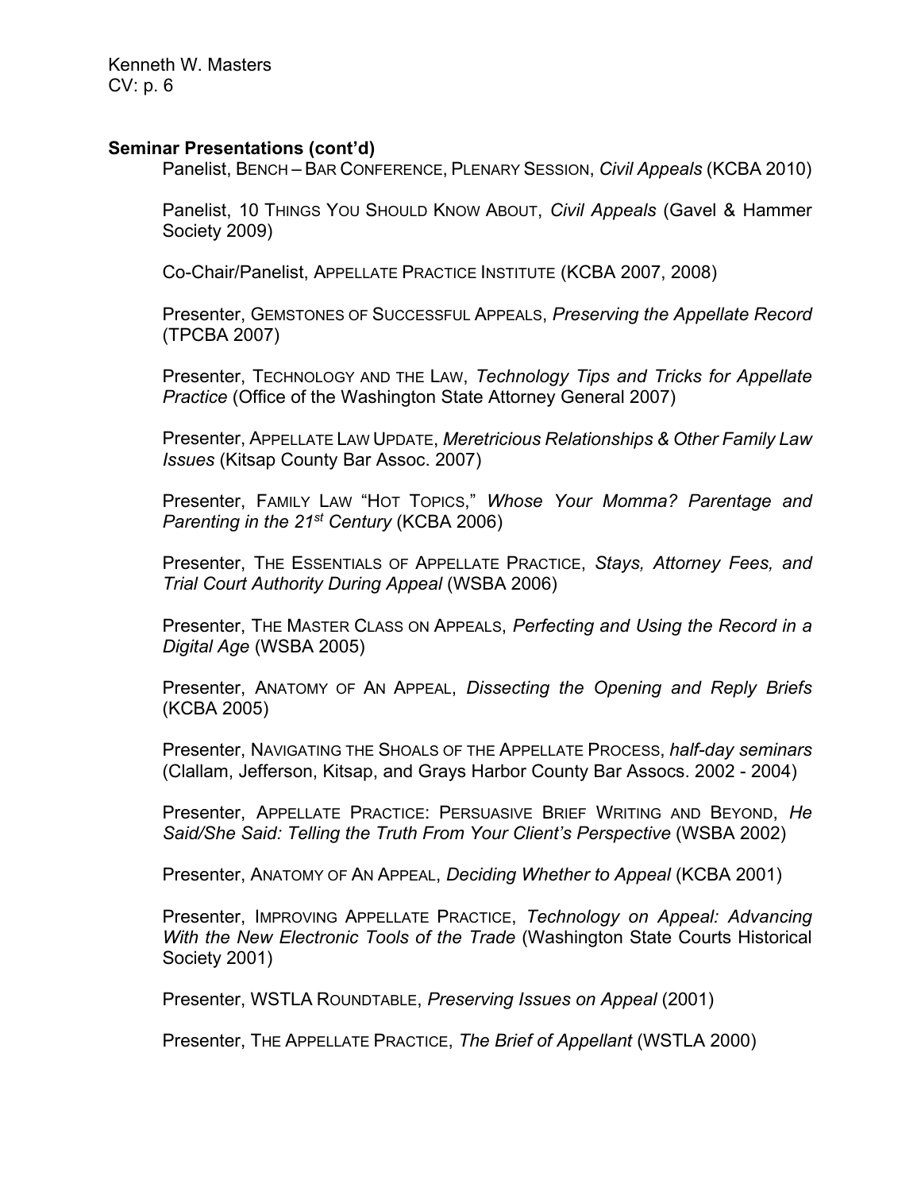**Seminar Presentations (cont'd)**

Panelist, BENCH – BAR CONFERENCE, PLENARY SESSION, *Civil Appeals* (KCBA 2010)

Panelist, 10 THINGS YOU SHOULD KNOW ABOUT, *Civil Appeals* (Gavel & Hammer Society 2009)

Co-Chair/Panelist, APPELLATE PRACTICE INSTITUTE (KCBA 2007, 2008)

Presenter, GEMSTONES OF SUCCESSFUL APPEALS, *Preserving the Appellate Record* (TPCBA 2007)

Presenter, TECHNOLOGY AND THE LAW, *Technology Tips and Tricks for Appellate Practice* (Office of the Washington State Attorney General 2007)

Presenter, APPELLATE LAW UPDATE, *Meretricious Relationships & Other Family Law Issues* (Kitsap County Bar Assoc. 2007)

Presenter, FAMILY LAW "HOT TOPICS," *Whose Your Momma? Parentage and Parenting in the 21st Century* (KCBA 2006)

Presenter, THE ESSENTIALS OF APPELLATE PRACTICE, *Stays, Attorney Fees, and Trial Court Authority During Appeal* (WSBA 2006)

Presenter, THE MASTER CLASS ON APPEALS, *Perfecting and Using the Record in a Digital Age* (WSBA 2005)

Presenter, ANATOMY OF AN APPEAL, *Dissecting the Opening and Reply Briefs* (KCBA 2005)

Presenter, NAVIGATING THE SHOALS OF THE APPELLATE PROCESS, *half-day seminars* (Clallam, Jefferson, Kitsap, and Grays Harbor County Bar Assocs. 2002 - 2004)

Presenter, APPELLATE PRACTICE: PERSUASIVE BRIEF WRITING AND BEYOND, *He Said/She Said: Telling the Truth From Your Client's Perspective* (WSBA 2002)

Presenter, ANATOMY OF AN APPEAL, *Deciding Whether to Appeal* (KCBA 2001)

Presenter, IMPROVING APPELLATE PRACTICE, *Technology on Appeal: Advancing With the New Electronic Tools of the Trade* (Washington State Courts Historical Society 2001)

Presenter, WSTLA ROUNDTABLE, *Preserving Issues on Appeal* (2001)

Presenter, THE APPELLATE PRACTICE, *The Brief of Appellant* (WSTLA 2000)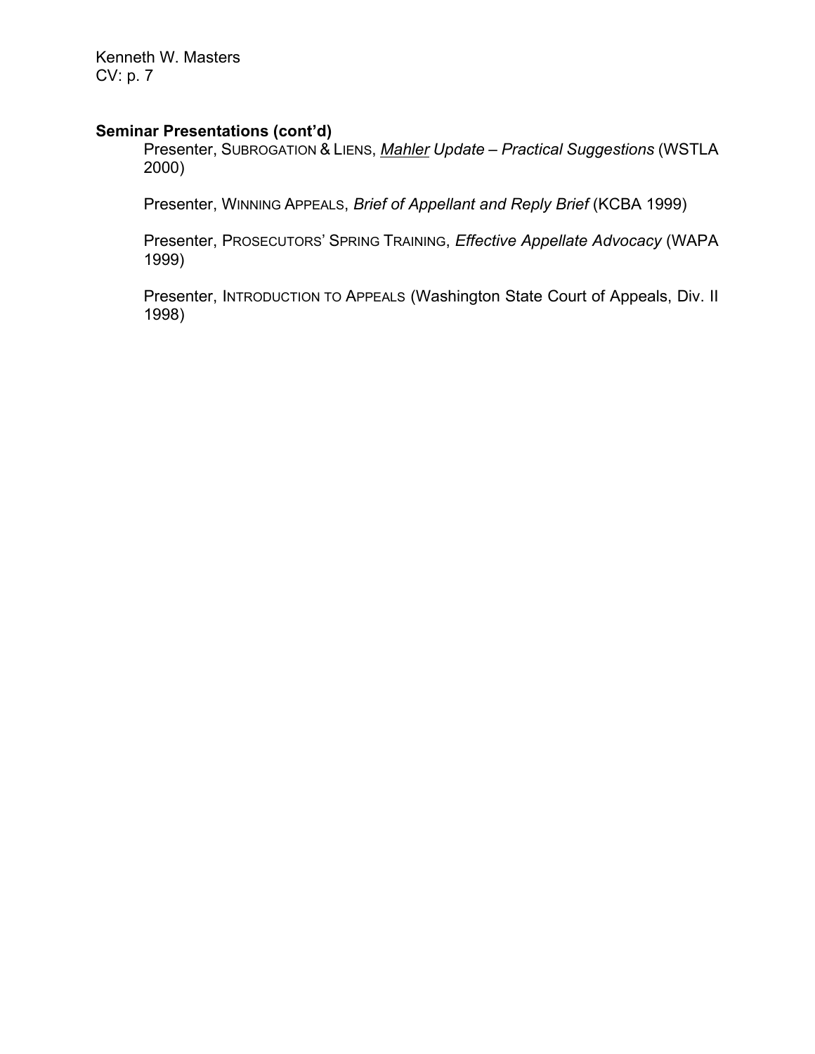**Seminar Presentations (cont'd)**

Presenter, SUBROGATION & LIENS, _Mahler_ *Update – Practical Suggestions* (WSTLA 2000)

Presenter, WINNING APPEALS, *Brief of Appellant and Reply Brief* (KCBA 1999)

Presenter, PROSECUTORS' SPRING TRAINING, *Effective Appellate Advocacy* (WAPA 1999)

Presenter, INTRODUCTION TO APPEALS (Washington State Court of Appeals, Div. II 1998)